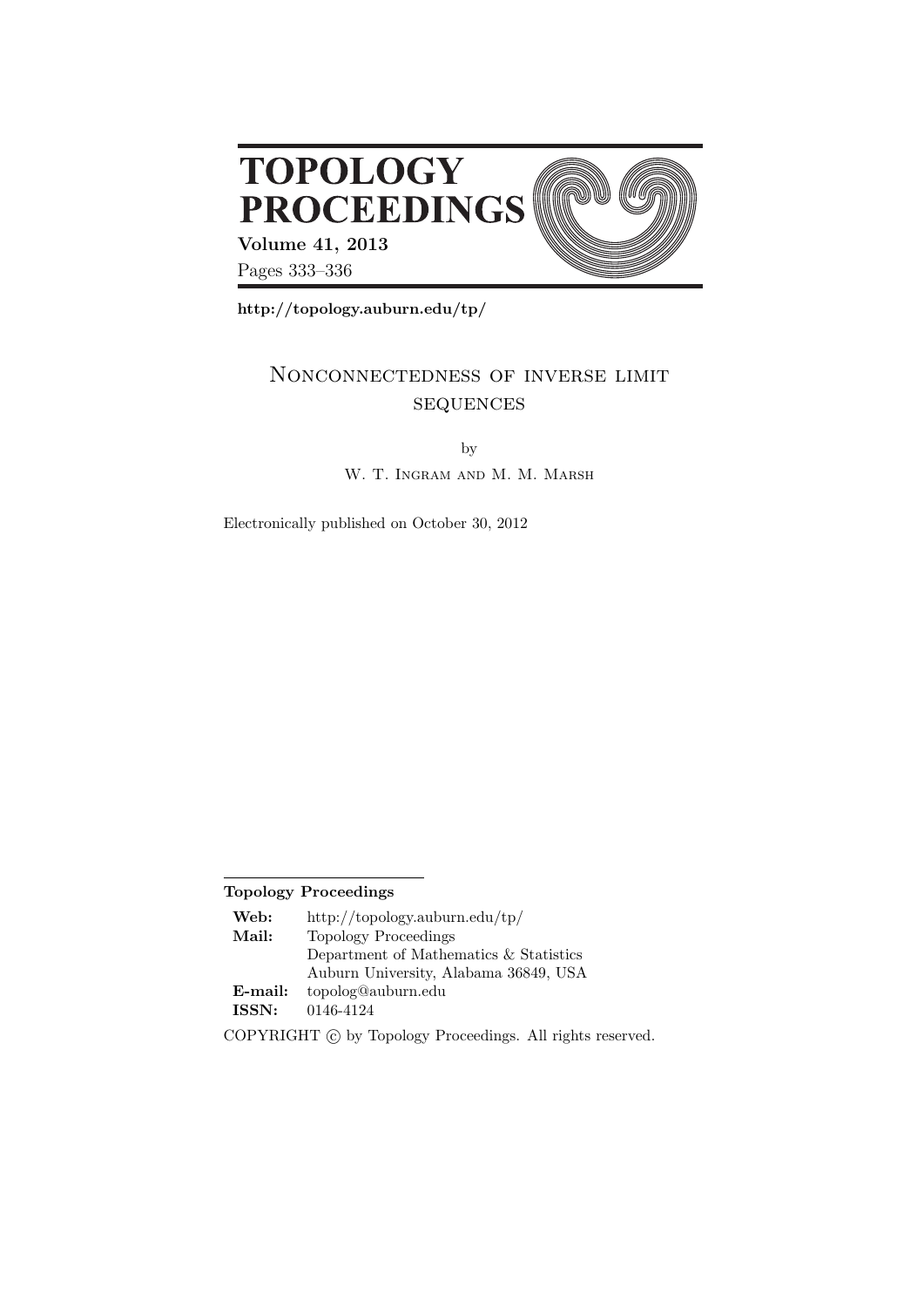# TOPOLOGY PROCEEDINGS

**Volume 41, 2013**

Pages 333–336

**http://topology.auburn.edu/tp/**

## Nonconnectedness of inverse limit sequences

by

W. T. Ingram and M. M. Marsh

Electronically published on October 30, 2012

---

**Topology Proceedings**

| | |
|---|---|
| **Web:** | http://topology.auburn.edu/tp/ |
| **Mail:** | Topology Proceedings |
| | Department of Mathematics & Statistics |
| | Auburn University, Alabama 36849, USA |
| **E-mail:** | topolog@auburn.edu |
| **ISSN:** | 0146-4124 |

COPYRIGHT © by Topology Proceedings. All rights reserved.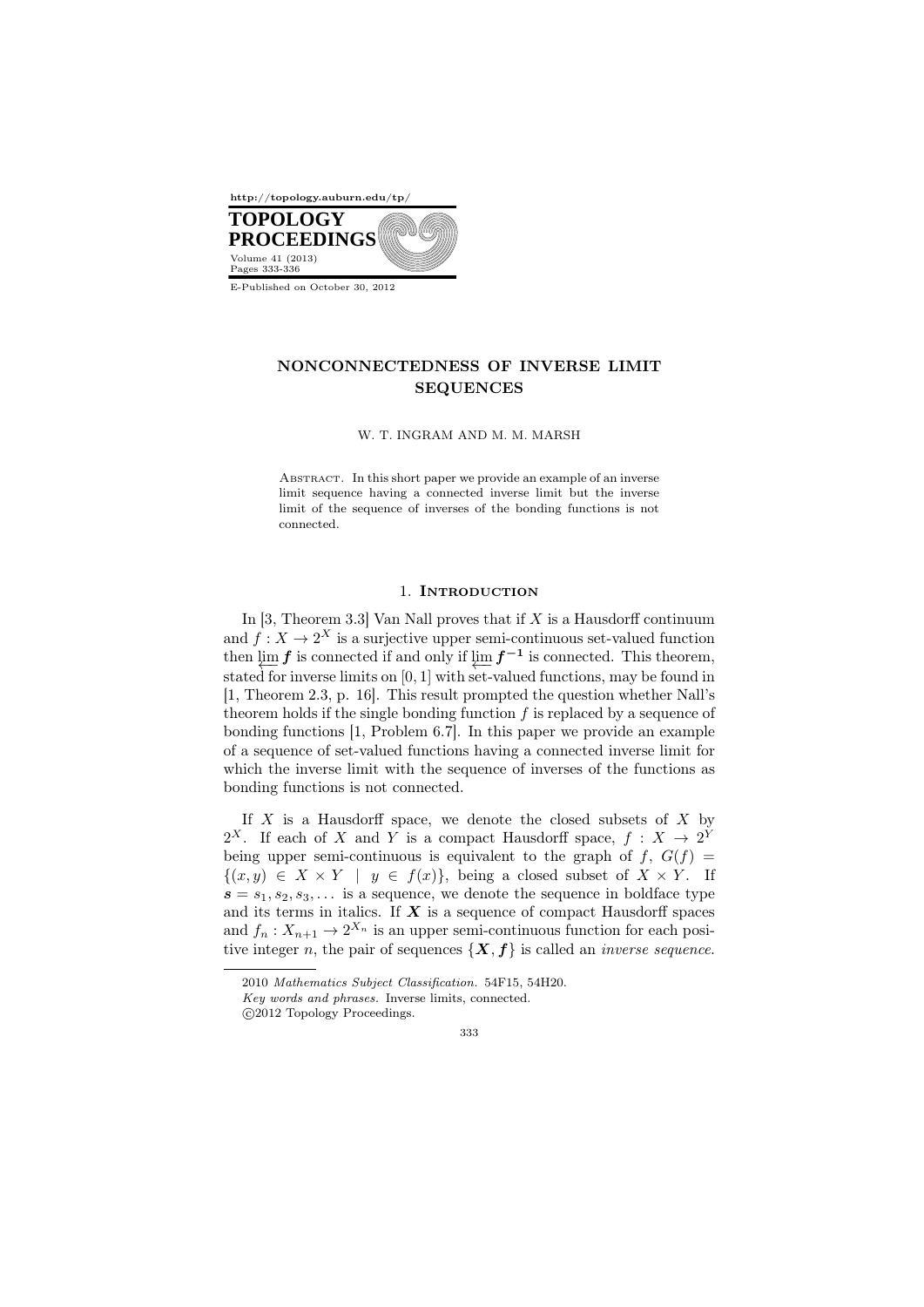http://topology.auburn.edu/tp/

**TOPOLOGY PROCEEDINGS**
Volume 41 (2013)
Pages 333-336

E-Published on October 30, 2012

# NONCONNECTEDNESS OF INVERSE LIMIT SEQUENCES

W. T. INGRAM AND M. M. MARSH

Abstract. In this short paper we provide an example of an inverse limit sequence having a connected inverse limit but the inverse limit of the sequence of inverses of the bonding functions is not connected.

## 1. Introduction

In [3, Theorem 3.3] Van Nall proves that if $X$ is a Hausdorff continuum and $f : X \to 2^X$ is a surjective upper semi-continuous set-valued function then $\varprojlim \boldsymbol{f}$ is connected if and only if $\varprojlim \boldsymbol{f^{-1}}$ is connected. This theorem, stated for inverse limits on $[0, 1]$ with set-valued functions, may be found in [1, Theorem 2.3, p. 16]. This result prompted the question whether Nall's theorem holds if the single bonding function $f$ is replaced by a sequence of bonding functions [1, Problem 6.7]. In this paper we provide an example of a sequence of set-valued functions having a connected inverse limit for which the inverse limit with the sequence of inverses of the functions as bonding functions is not connected.

If $X$ is a Hausdorff space, we denote the closed subsets of $X$ by $2^X$. If each of $X$ and $Y$ is a compact Hausdorff space, $f : X \to 2^Y$ being upper semi-continuous is equivalent to the graph of $f$, $G(f) = \{(x, y) \in X \times Y \mid y \in f(x)\}$, being a closed subset of $X \times Y$. If $\boldsymbol{s} = s_1, s_2, s_3, \ldots$ is a sequence, we denote the sequence in boldface type and its terms in italics. If $\boldsymbol{X}$ is a sequence of compact Hausdorff spaces and $f_n : X_{n+1} \to 2^{X_n}$ is an upper semi-continuous function for each positive integer $n$, the pair of sequences $\{\boldsymbol{X}, \boldsymbol{f}\}$ is called an *inverse sequence*.

2010 *Mathematics Subject Classification.* 54F15, 54H20.

*Key words and phrases.* Inverse limits, connected.

©2012 Topology Proceedings.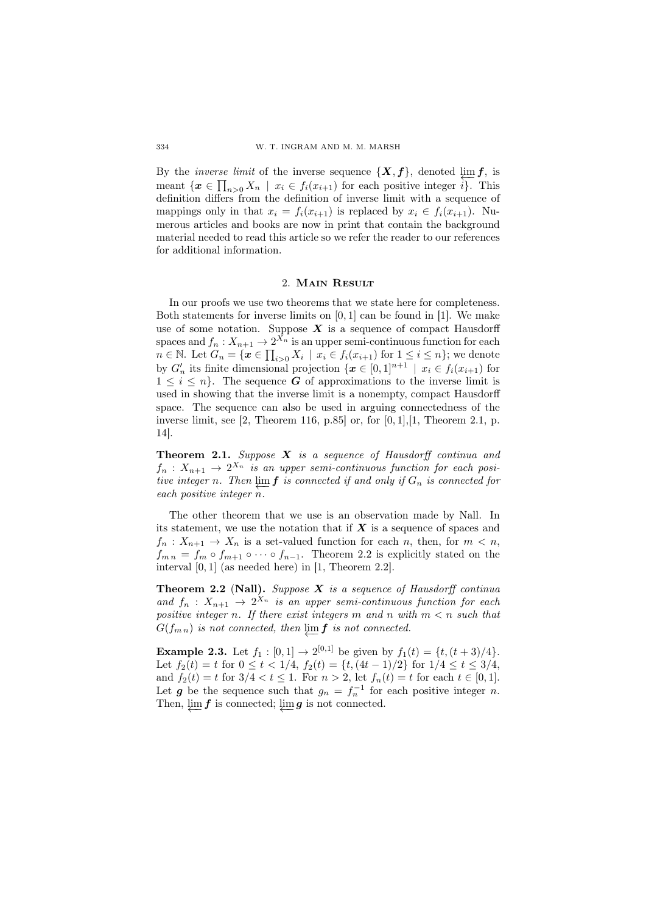By the *inverse limit* of the inverse sequence $\{\boldsymbol{X}, \boldsymbol{f}\}$, denoted $\varprojlim \boldsymbol{f}$, is meant $\{\boldsymbol{x} \in \prod_{n>0} X_n \mid x_i \in f_i(x_{i+1})$ for each positive integer $i\}$. This definition differs from the definition of inverse limit with a sequence of mappings only in that $x_i = f_i(x_{i+1})$ is replaced by $x_i \in f_i(x_{i+1})$. Numerous articles and books are now in print that contain the background material needed to read this article so we refer the reader to our references for additional information.

## 2. Main Result

In our proofs we use two theorems that we state here for completeness. Both statements for inverse limits on $[0,1]$ can be found in [1]. We make use of some notation. Suppose $\boldsymbol{X}$ is a sequence of compact Hausdorff spaces and $f_n : X_{n+1} \to 2^{X_n}$ is an upper semi-continuous function for each $n \in \mathbb{N}$. Let $G_n = \{\boldsymbol{x} \in \prod_{i>0} X_i \mid x_i \in f_i(x_{i+1})$ for $1 \leq i \leq n\}$; we denote by $G'_n$ its finite dimensional projection $\{\boldsymbol{x} \in [0,1]^{n+1} \mid x_i \in f_i(x_{i+1})$ for $1 \leq i \leq n\}$. The sequence $\boldsymbol{G}$ of approximations to the inverse limit is used in showing that the inverse limit is a nonempty, compact Hausdorff space. The sequence can also be used in arguing connectedness of the inverse limit, see [2, Theorem 116, p.85] or, for $[0,1]$,[1, Theorem 2.1, p. 14].

**Theorem 2.1.** *Suppose $\boldsymbol{X}$ is a sequence of Hausdorff continua and $f_n : X_{n+1} \to 2^{X_n}$ is an upper semi-continuous function for each positive integer $n$. Then $\varprojlim \boldsymbol{f}$ is connected if and only if $G_n$ is connected for each positive integer $n$.*

The other theorem that we use is an observation made by Nall. In its statement, we use the notation that if $\boldsymbol{X}$ is a sequence of spaces and $f_n : X_{n+1} \to X_n$ is a set-valued function for each $n$, then, for $m < n$, $f_{m\,n} = f_m \circ f_{m+1} \circ \cdots \circ f_{n-1}$. Theorem 2.2 is explicitly stated on the interval $[0,1]$ (as needed here) in [1, Theorem 2.2].

**Theorem 2.2 (Nall).** *Suppose $\boldsymbol{X}$ is a sequence of Hausdorff continua and $f_n : X_{n+1} \to 2^{X_n}$ is an upper semi-continuous function for each positive integer $n$. If there exist integers $m$ and $n$ with $m < n$ such that $G(f_{m\,n})$ is not connected, then $\varprojlim \boldsymbol{f}$ is not connected.*

**Example 2.3.** Let $f_1 : [0,1] \to 2^{[0,1]}$ be given by $f_1(t) = \{t, (t+3)/4\}$. Let $f_2(t) = t$ for $0 \leq t < 1/4$, $f_2(t) = \{t, (4t-1)/2\}$ for $1/4 \leq t \leq 3/4$, and $f_2(t) = t$ for $3/4 < t \leq 1$. For $n > 2$, let $f_n(t) = t$ for each $t \in [0,1]$. Let $\boldsymbol{g}$ be the sequence such that $g_n = f_n^{-1}$ for each positive integer $n$. Then, $\varprojlim \boldsymbol{f}$ is connected; $\varprojlim \boldsymbol{g}$ is not connected.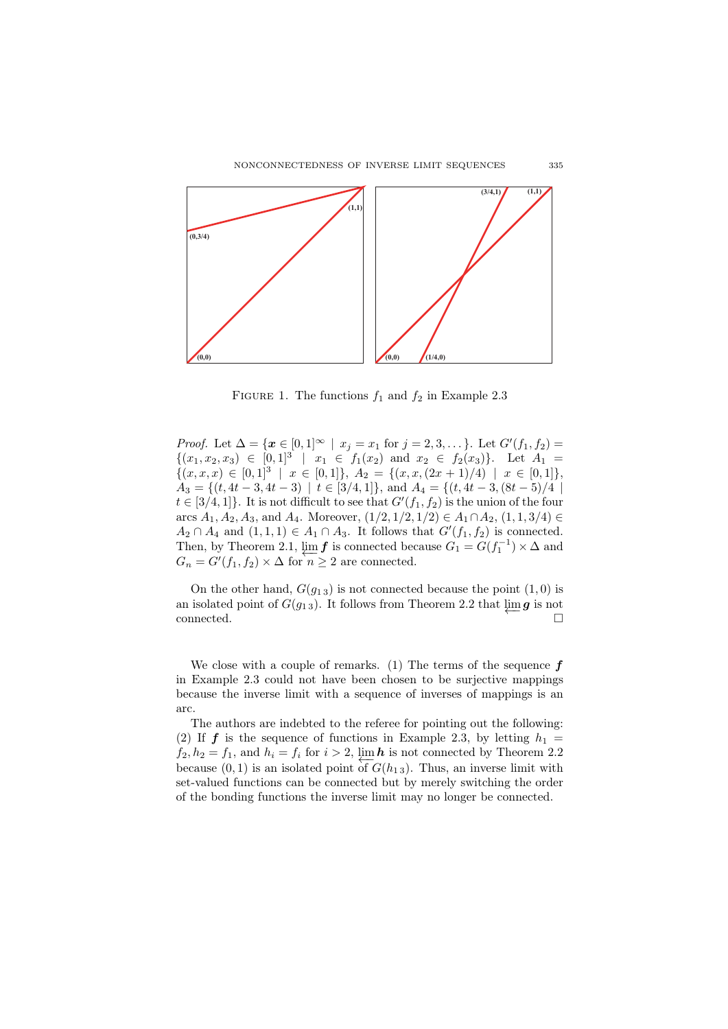FIGURE 1. The functions $f_1$ and $f_2$ in Example 2.3

*Proof.* Let $\Delta = \{\boldsymbol{x} \in [0,1]^\infty \mid x_j = x_1 \text{ for } j = 2, 3, \dots\}$. Let $G'(f_1, f_2) = \{(x_1, x_2, x_3) \in [0,1]^3 \mid x_1 \in f_1(x_2) \text{ and } x_2 \in f_2(x_3)\}$. Let $A_1 = \{(x, x, x) \in [0,1]^3 \mid x \in [0,1]\}$, $A_2 = \{(x, x, (2x+1)/4) \mid x \in [0,1]\}$, $A_3 = \{(t, 4t-3, 4t-3) \mid t \in [3/4, 1]\}$, and $A_4 = \{(t, 4t-3, (8t-5)/4 \mid t \in [3/4, 1]\}$. It is not difficult to see that $G'(f_1, f_2)$ is the union of the four arcs $A_1, A_2, A_3$, and $A_4$. Moreover, $(1/2, 1/2, 1/2) \in A_1 \cap A_2$, $(1, 1, 3/4) \in A_2 \cap A_4$ and $(1, 1, 1) \in A_1 \cap A_3$. It follows that $G'(f_1, f_2)$ is connected. Then, by Theorem 2.1, $\varprojlim \boldsymbol{f}$ is connected because $G_1 = G(f_1^{-1}) \times \Delta$ and $G_n = G'(f_1, f_2) \times \Delta$ for $n \geq 2$ are connected.

On the other hand, $G(g_{1\,3})$ is not connected because the point $(1, 0)$ is an isolated point of $G(g_{1\,3})$. It follows from Theorem 2.2 that $\varprojlim \boldsymbol{g}$ is not connected. $\square$

We close with a couple of remarks. (1) The terms of the sequence $\boldsymbol{f}$ in Example 2.3 could not have been chosen to be surjective mappings because the inverse limit with a sequence of inverses of mappings is an arc.

The authors are indebted to the referee for pointing out the following: (2) If $\boldsymbol{f}$ is the sequence of functions in Example 2.3, by letting $h_1 = f_2, h_2 = f_1$, and $h_i = f_i$ for $i > 2$, $\varprojlim \boldsymbol{h}$ is not connected by Theorem 2.2 because $(0, 1)$ is an isolated point of $G(h_{1\,3})$. Thus, an inverse limit with set-valued functions can be connected but by merely switching the order of the bonding functions the inverse limit may no longer be connected.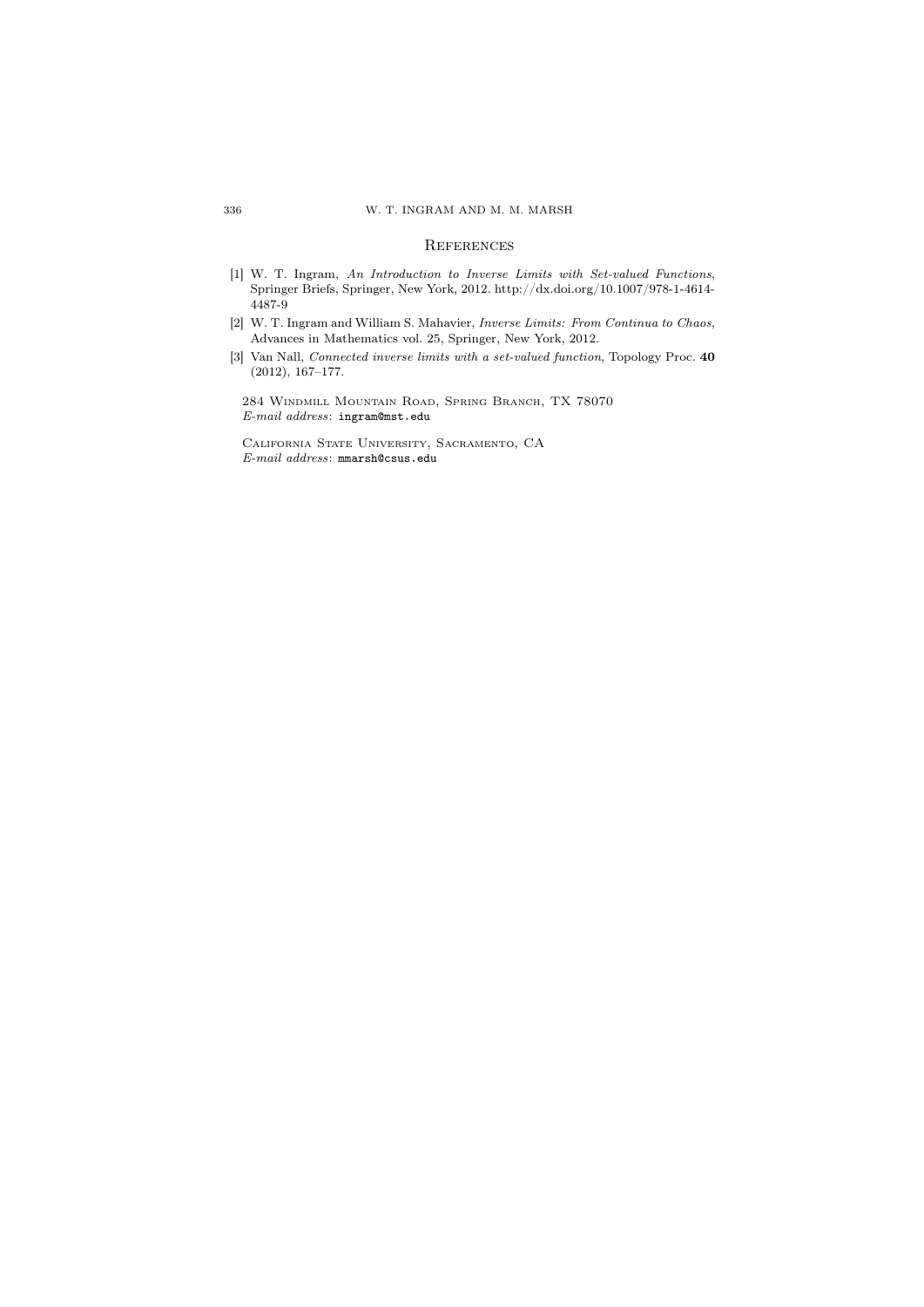## References

[1] W. T. Ingram, *An Introduction to Inverse Limits with Set-valued Functions*, Springer Briefs, Springer, New York, 2012. http://dx.doi.org/10.1007/978-1-4614-4487-9

[2] W. T. Ingram and William S. Mahavier, *Inverse Limits: From Continua to Chaos*, Advances in Mathematics vol. 25, Springer, New York, 2012.

[3] Van Nall, *Connected inverse limits with a set-valued function*, Topology Proc. **40** (2012), 167–177.

284 Windmill Mountain Road, Spring Branch, TX 78070
*E-mail address*: ingram@mst.edu

California State University, Sacramento, CA
*E-mail address*: mmarsh@csus.edu